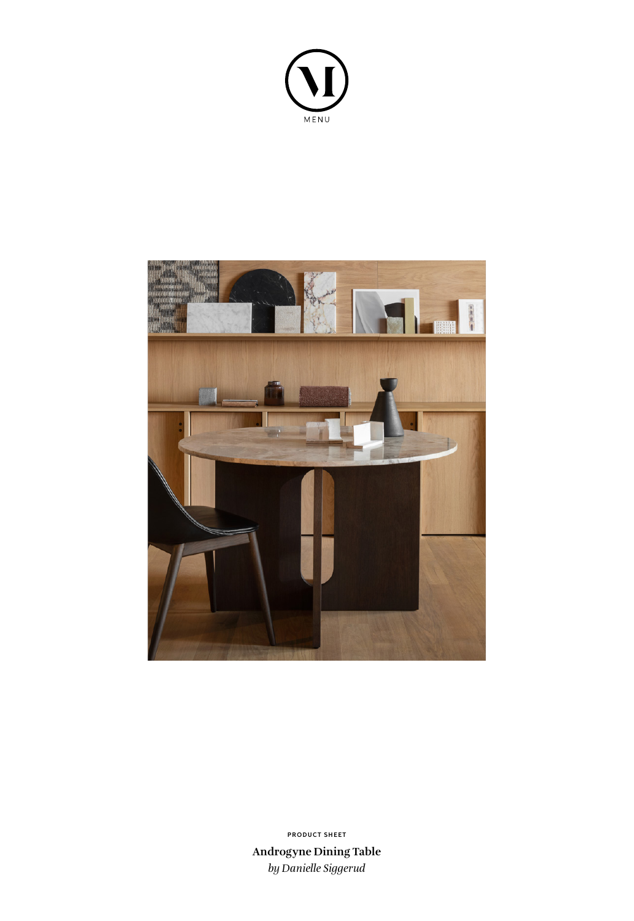MENU

PRODUCT SHEET

**Androgyne Dining Table**

*by Danielle Siggerud*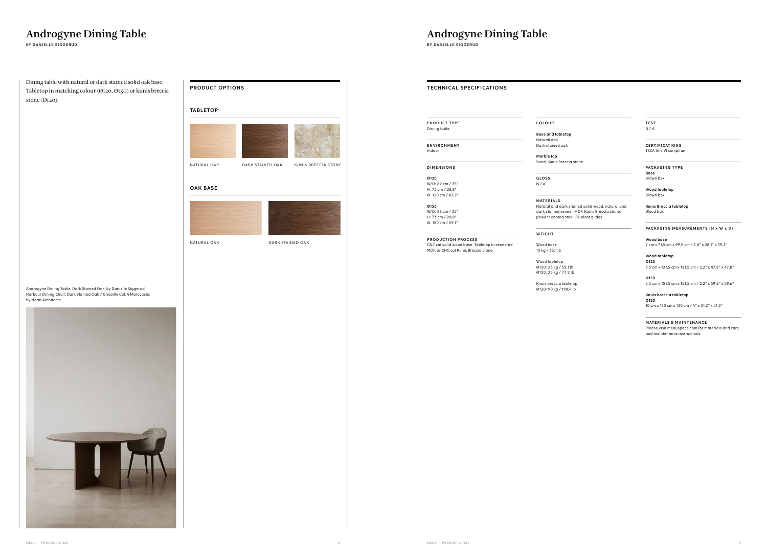# Androgyne Dining Table

**BY DANIELLE SIGGERUD**

Dining table with natural or dark stained solid oak base. Tabletop in matching colour (Ø120, Ø150) or kunis breccia stone (Ø120).

Androgyne Dining Table, Dark Stained Oak, by Danielle Siggerud
Harbour Dining Chair, Dark Stained Oak / Grisaille Col. 4 Marccasin, by Norm Architects

## PRODUCT OPTIONS

### TABLETOP

NATURAL OAK

DARK STAINED OAK

KUNIS BRECCIA STONE

### OAK BASE

NATURAL OAK

DARK STAINED OAK

# Androgyne Dining Table

**BY DANIELLE SIGGERUD**

## TECHNICAL SPECIFICATIONS

**PRODUCT TYPE**
Dining table

**ENVIRONMENT**
Indoor

**DIMENSIONS**

**Ø120**
W/D: 89 cm / 35"
H: 73 cm / 28,8"
Ø: 120 cm / 47,2"

**Ø150**
W/D: 89 cm / 35"
H: 73 cm / 28,8"
Ø: 150 cm / 59,1"

**PRODUCTION PROCESS**
CNC cut solid wood base. Tabletop in veneered MDF, or CNC cut Kunis Breccia stone.

**COLOUR**

**Base and tabletop**
Natural oak
Dark stained oak

**Marble top**
Sand, Kunis Breccia stone

**GLOSS**
N / A

**MATERIALS**
Natural and dark stained solid wood, natural and dark stained veneer, MDF, Kunis Breccia stone, powder coated steel, PA plast glides.

**WEIGHT**

Wood base
15 kg / 33,1 lb

Wood tabletop
Ø120: 25 kg / 55,1 lb
Ø150: 35 kg / 77,2 lb

Knuis breccia tabletop
Ø120: 90 kg / 198,4 lb

**TEST**
N / A

**CERTIFICATIONS**
TSCA title VI compliant

**PACKAGING TYPE**

**Base**
Brown box

**Wood tabletop**
Brown box

**Kunis Breccia tabletop**
Wood box

**PACKAGING MEASUREMENTS (H x W x D)**

**Wood base**
7 cm x 71,5 cm x 99,9 cm / 2,8" x 28,1" x 39,3"

**Wood tabletop**
**Ø120**
5,5 cm x 121,5 cm x 121,5 cm / 2,2" x 47,8" x 47,8"

**Ø150**
5,5 cm x 151,5 cm x 151,5 cm / 2,2" x 59,6" x 59,6"

**Knuis breccia tabletop**
**Ø120**
10 cm x 130 cm x 130 cm / 4" x 51,2" x 51,2"

**MATERIALS & MAINTENANCE**
Please visit menuspace.com for materials and care and maintenance instructions.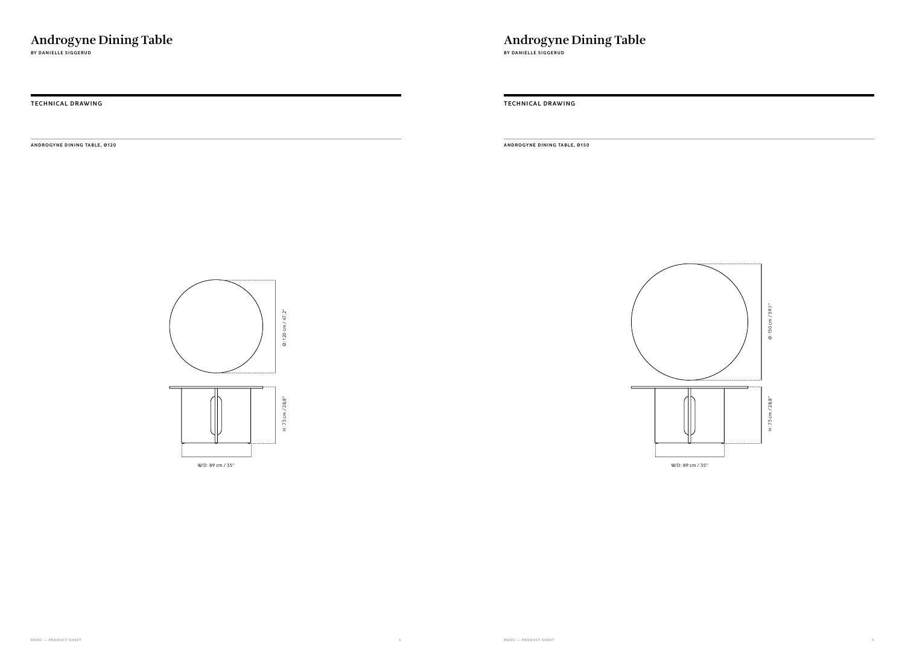# Androgyne Dining Table

**BY DANIELLE SIGGERUD**

## TECHNICAL DRAWING

### ANDROGYNE DINING TABLE, Ø120

Ø: 120 cm / 47,2"

H: 73 cm / 28,8"

W/D: 89 cm / 35"

# Androgyne Dining Table

**BY DANIELLE SIGGERUD**

## TECHNICAL DRAWING

### ANDROGYNE DINING TABLE, Ø150

Ø: 150 cm / 59,1"

H: 73 cm / 28,8"

W/D: 89 cm / 35"